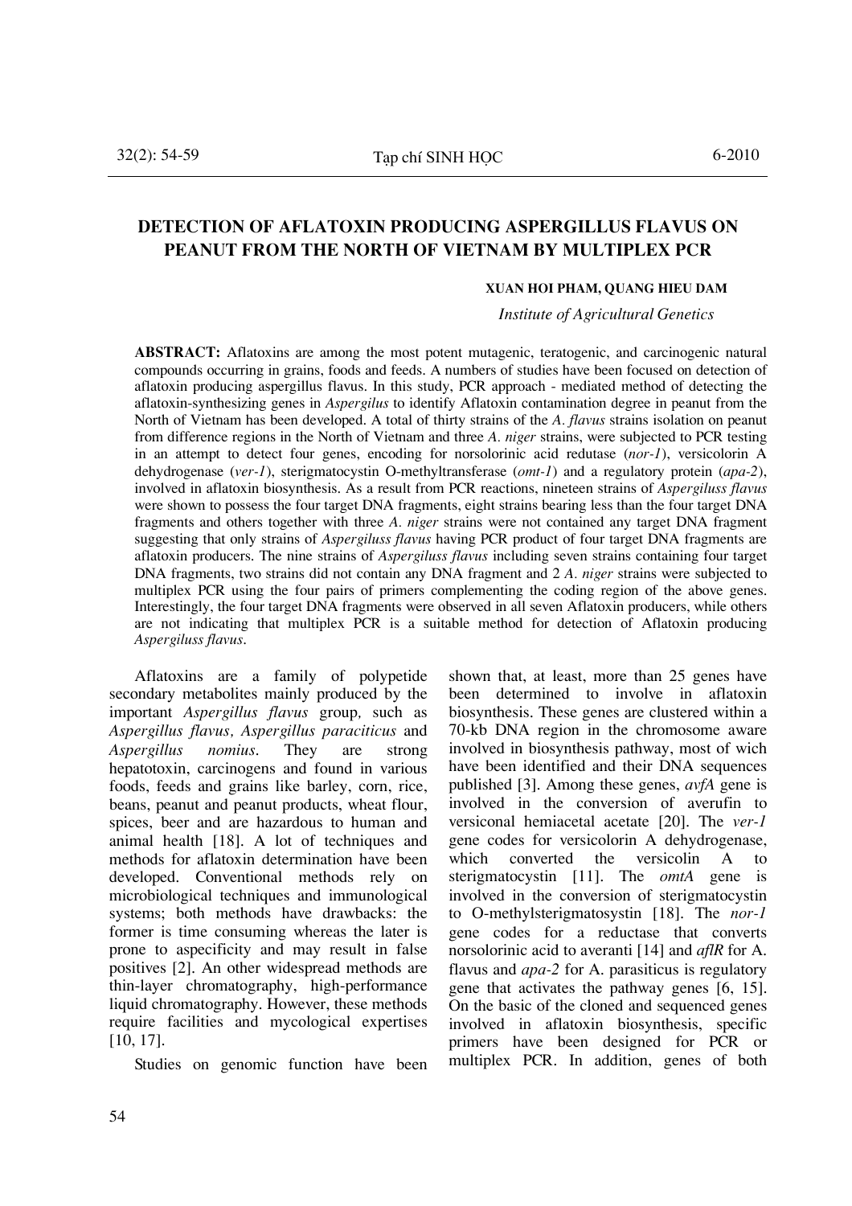# DETECTION OF AFLATOXIN PRODUCING ASPERGILLUS FLAVUS ON PEANUT FROM THE NORTH OF VIETNAM BY MULTIPLEX PCR

**XUAN HOI PHAM, QUANG HIEU DAM**

*Institute of Agricultural Genetics*

**ABSTRACT:** Aflatoxins are among the most potent mutagenic, teratogenic, and carcinogenic natural compounds occurring in grains, foods and feeds. A numbers of studies have been focused on detection of aflatoxin producing aspergillus flavus. In this study, PCR approach - mediated method of detecting the aflatoxin-synthesizing genes in *Aspergilus* to identify Aflatoxin contamination degree in peanut from the North of Vietnam has been developed. A total of thirty strains of the *A. flavus* strains isolation on peanut from difference regions in the North of Vietnam and three *A. niger* strains, were subjected to PCR testing in an attempt to detect four genes, encoding for norsolorinic acid redutase (*nor-1*), versicolorin A dehydrogenase (*ver-1*), sterigmatocystin O-methyltransferase (*omt-1*) and a regulatory protein (*apa-2*), involved in aflatoxin biosynthesis. As a result from PCR reactions, nineteen strains of *Aspergiluss flavus* were shown to possess the four target DNA fragments, eight strains bearing less than the four target DNA fragments and others together with three *A. niger* strains were not contained any target DNA fragment suggesting that only strains of *Aspergiluss flavus* having PCR product of four target DNA fragments are aflatoxin producers. The nine strains of *Aspergiluss flavus* including seven strains containing four target DNA fragments, two strains did not contain any DNA fragment and 2 *A. niger* strains were subjected to multiplex PCR using the four pairs of primers complementing the coding region of the above genes. Interestingly, the four target DNA fragments were observed in all seven Aflatoxin producers, while others are not indicating that multiplex PCR is a suitable method for detection of Aflatoxin producing *Aspergiluss flavus*.

Aflatoxins are a family of polypetide secondary metabolites mainly produced by the important *Aspergillus flavus* group, such as *Aspergillus flavus, Aspergillus paraciticus* and *Aspergillus nomius*. They are strong hepatotoxin, carcinogens and found in various foods, feeds and grains like barley, corn, rice, beans, peanut and peanut products, wheat flour, spices, beer and are hazardous to human and animal health [18]. A lot of techniques and methods for aflatoxin determination have been developed. Conventional methods rely on microbiological techniques and immunological systems; both methods have drawbacks: the former is time consuming whereas the later is prone to aspecificity and may result in false positives [2]. An other widespread methods are thin-layer chromatography, high-performance liquid chromatography. However, these methods require facilities and mycological expertises [10, 17].

Studies on genomic function have been shown that, at least, more than 25 genes have been determined to involve in aflatoxin biosynthesis. These genes are clustered within a 70-kb DNA region in the chromosome aware involved in biosynthesis pathway, most of wich have been identified and their DNA sequences published [3]. Among these genes, *avfA* gene is involved in the conversion of averufin to versiconal hemiacetal acetate [20]. The *ver-1* gene codes for versicolorin A dehydrogenase, which converted the versicolin A to sterigmatocystin [11]. The *omtA* gene is involved in the conversion of sterigmatocystin to O-methylsterigmatosystin [18]. The *nor-1* gene codes for a reductase that converts norsolorinic acid to averanti [14] and *aflR* for A. flavus and *apa-2* for A. parasiticus is regulatory gene that activates the pathway genes [6, 15]. On the basic of the cloned and sequenced genes involved in aflatoxin biosynthesis, specific primers have been designed for PCR or multiplex PCR. In addition, genes of both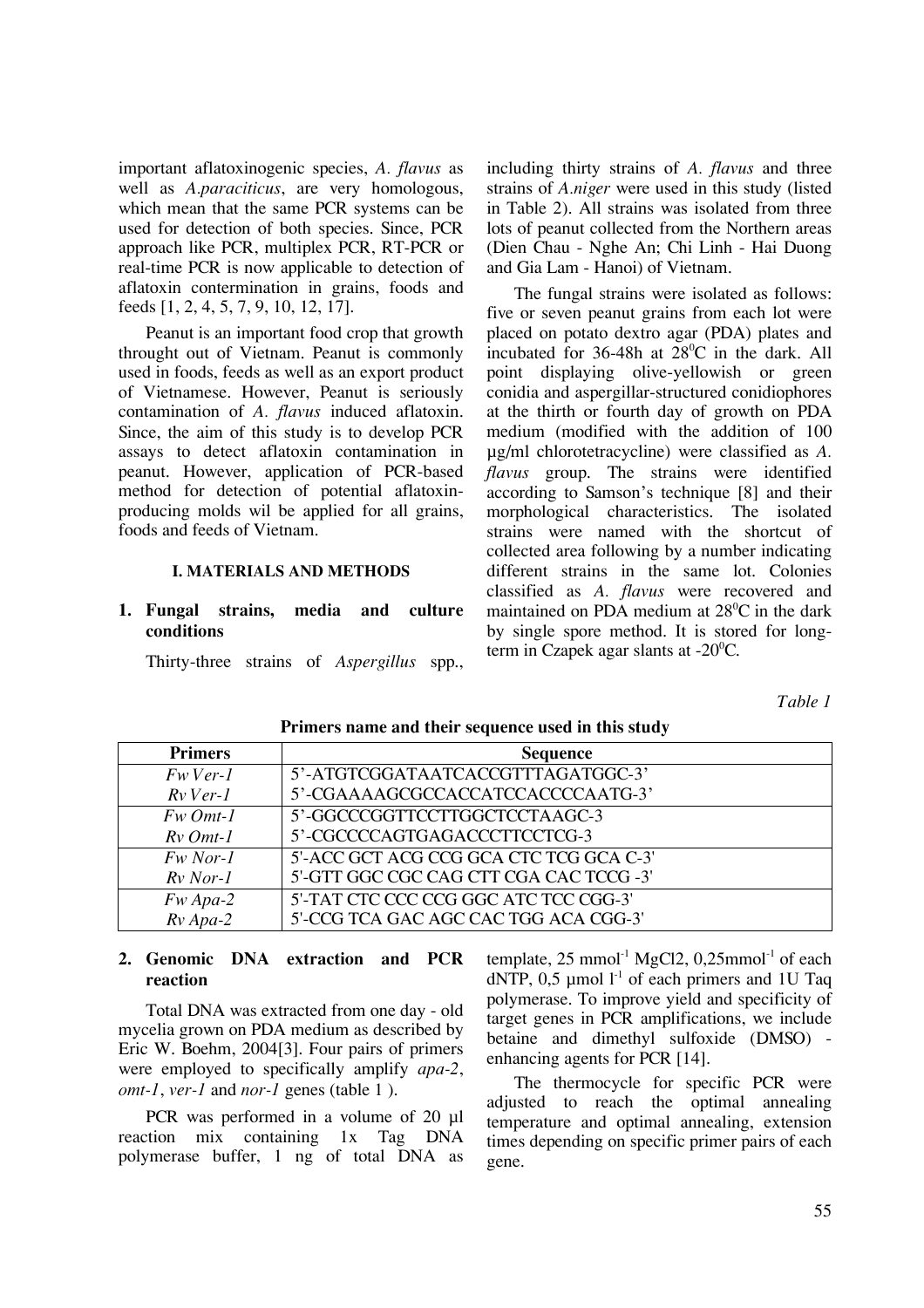important aflatoxinogenic species, *A. flavus* as well as *A.paraciticus*, are very homologous, which mean that the same PCR systems can be used for detection of both species. Since, PCR approach like PCR, multiplex PCR, RT-PCR or real-time PCR is now applicable to detection of aflatoxin contermination in grains, foods and feeds [1, 2, 4, 5, 7, 9, 10, 12, 17].

Peanut is an important food crop that growth throught out of Vietnam. Peanut is commonly used in foods, feeds as well as an export product of Vietnamese. However, Peanut is seriously contamination of *A. flavus* induced aflatoxin. Since, the aim of this study is to develop PCR assays to detect aflatoxin contamination in peanut. However, application of PCR-based method for detection of potential aflatoxin-producing molds wil be applied for all grains, foods and feeds of Vietnam.

## I. MATERIALS AND METHODS

### 1. Fungal strains, media and culture conditions

Thirty-three strains of *Aspergillus* spp., including thirty strains of *A. flavus* and three strains of *A.niger* were used in this study (listed in Table 2). All strains was isolated from three lots of peanut collected from the Northern areas (Dien Chau - Nghe An; Chi Linh - Hai Duong and Gia Lam - Hanoi) of Vietnam.

The fungal strains were isolated as follows: five or seven peanut grains from each lot were placed on potato dextro agar (PDA) plates and incubated for 36-48h at $28^0$C in the dark. All point displaying olive-yellowish or green conidia and aspergillar-structured conidiophores at the thirth or fourth day of growth on PDA medium (modified with the addition of 100 µg/ml chlorotetracycline) were classified as *A. flavus* group. The strains were identified according to Samson's technique [8] and their morphological characteristics. The isolated strains were named with the shortcut of collected area following by a number indicating different strains in the same lot. Colonies classified as *A. flavus* were recovered and maintained on PDA medium at $28^0$C in the dark by single spore method. It is stored for long-term in Czapek agar slants at $-20^0$C.

*Table 1*

**Primers name and their sequence used in this study**

| Primers | Sequence |
|---|---|
| *Fw Ver-1* | 5'-ATGTCGGATAATCACCGTTTAGATGGC-3' |
| *Rv Ver-1* | 5'-CGAAAAGCGCCACCATCCACCCCAATG-3' |
| *Fw Omt-1* | 5'-GGCCCGGTTCCTTGGCTCCTAAGC-3 |
| *Rv Omt-1* | 5'-CGCCCCAGTGAGACCCTTCCTCG-3 |
| *Fw Nor-1* | 5'-ACC GCT ACG CCG GCA CTC TCG GCA C-3' |
| *Rv Nor-1* | 5'-GTT GGC CGC CAG CTT CGA CAC TCCG -3' |
| *Fw Apa-2* | 5'-TAT CTC CCC CCG GGC ATC TCC CGG-3' |
| *Rv Apa-2* | 5'-CCG TCA GAC AGC CAC TGG ACA CGG-3' |

### 2. Genomic DNA extraction and PCR reaction

Total DNA was extracted from one day - old mycelia grown on PDA medium as described by Eric W. Boehm, 2004[3]. Four pairs of primers were employed to specifically amplify *apa-2*, *omt-1*, *ver-1* and *nor-1* genes (table 1 ).

PCR was performed in a volume of 20 µl reaction mix containing 1x Tag DNA polymerase buffer, 1 ng of total DNA as template, 25 $mmol^{-1}$ MgCl2, 0,25$mmol^{-1}$ of each dNTP, 0,5 µmol $l^{-1}$ of each primers and 1U Taq polymerase. To improve yield and specificity of target genes in PCR amplifications, we include betaine and dimethyl sulfoxide (DMSO) - enhancing agents for PCR [14].

The thermocycle for specific PCR were adjusted to reach the optimal annealing temperature and optimal annealing, extension times depending on specific primer pairs of each gene.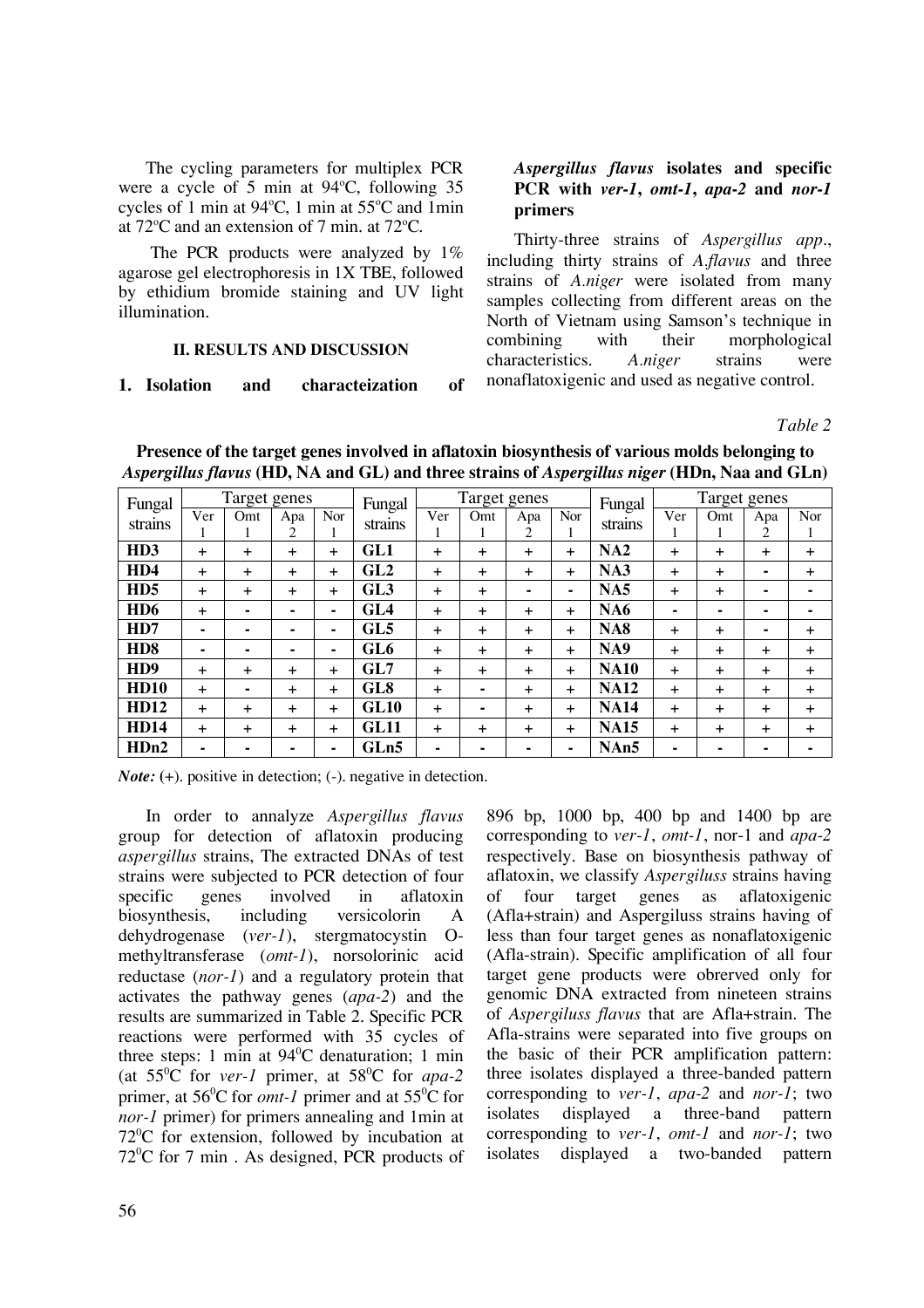The cycling parameters for multiplex PCR were a cycle of 5 min at 94ºC, following 35 cycles of 1 min at 94ºC, 1 min at 55ºC and 1min at 72ºC and an extension of 7 min. at 72ºC.

The PCR products were analyzed by 1% agarose gel electrophoresis in 1X TBE, followed by ethidium bromide staining and UV light illumination.

## II. RESULTS AND DISCUSSION

### 1. Isolation and characteization of *Aspergillus flavus* isolates and specific PCR with *ver-1*, *omt-1*, *apa-2* and *nor-1* primers

Thirty-three strains of *Aspergillus app*., including thirty strains of *A.flavus* and three strains of *A.niger* were isolated from many samples collecting from different areas on the North of Vietnam using Samson's technique in combining with their morphological characteristics. *A.niger* strains were nonaflatoxigenic and used as negative control.

*Table 2*

**Presence of the target genes involved in aflatoxin biosynthesis of various molds belonging to *Aspergillus flavus* (HD, NA and GL) and three strains of *Aspergillus niger* (HDn, Naa and GLn)**

| Fungal strains | Target genes | | | | Fungal strains | Target genes | | | | Fungal strains | Target genes | | | |
|---|---|---|---|---|---|---|---|---|---|---|---|---|---|---|
| | Ver 1 | Omt 1 | Apa 2 | Nor 1 | | Ver 1 | Omt 1 | Apa 2 | Nor 1 | | Ver 1 | Omt 1 | Apa 2 | Nor 1 |
| **HD3** | + | + | + | + | **GL1** | + | + | + | + | **NA2** | + | + | + | + |
| **HD4** | + | + | + | + | **GL2** | + | + | + | + | **NA3** | + | + | - | + |
| **HD5** | + | + | + | + | **GL3** | + | + | - | - | **NA5** | + | + | - | - |
| **HD6** | + | - | - | - | **GL4** | + | + | + | + | **NA6** | - | - | - | - |
| **HD7** | - | - | - | - | **GL5** | + | + | + | + | **NA8** | + | + | - | + |
| **HD8** | - | - | - | - | **GL6** | + | + | + | + | **NA9** | + | + | + | + |
| **HD9** | + | + | + | + | **GL7** | + | + | + | + | **NA10** | + | + | + | + |
| **HD10** | + | - | + | + | **GL8** | + | - | + | + | **NA12** | + | + | + | + |
| **HD12** | + | + | + | + | **GL10** | + | - | + | + | **NA14** | + | + | + | + |
| **HD14** | + | + | + | + | **GL11** | + | + | + | + | **NA15** | + | + | + | + |
| **HDn2** | - | - | - | - | **GLn5** | - | - | - | - | **NAn5** | - | - | - | - |

*Note:* (+). positive in detection; (-). negative in detection.

In order to annalyze *Aspergillus flavus* group for detection of aflatoxin producing *aspergillus* strains, The extracted DNAs of test strains were subjected to PCR detection of four specific genes involved in aflatoxin biosynthesis, including versicolorin A dehydrogenase (*ver-1*), stergmatocystin O-methyltransferase (*omt-1*), norsolorinic acid reductase (*nor-1*) and a regulatory protein that activates the pathway genes (*apa-2*) and the results are summarized in Table 2. Specific PCR reactions were performed with 35 cycles of three steps: 1 min at 94$^0$C denaturation; 1 min (at 55$^0$C for *ver-1* primer, at 58$^0$C for *apa-2* primer, at 56$^0$C for *omt-1* primer and at 55$^0$C for *nor-1* primer) for primers annealing and 1min at 72$^0$C for extension, followed by incubation at 72$^0$C for 7 min . As designed, PCR products of 896 bp, 1000 bp, 400 bp and 1400 bp are corresponding to *ver-1*, *omt-1*, nor-1 and *apa-2* respectively. Base on biosynthesis pathway of aflatoxin, we classify *Aspergiluss* strains having of four target genes as aflatoxigenic (Afla+strain) and Aspergiluss strains having of less than four target genes as nonaflatoxigenic (Afla-strain). Specific amplification of all four target gene products were obrerved only for genomic DNA extracted from nineteen strains of *Aspergiluss flavus* that are Afla+strain. The Afla-strains were separated into five groups on the basic of their PCR amplification pattern: three isolates displayed a three-banded pattern corresponding to *ver-1*, *apa-2* and *nor-1*; two isolates displayed a three-band pattern corresponding to *ver-1*, *omt-1* and *nor-1*; two isolates displayed a two-banded pattern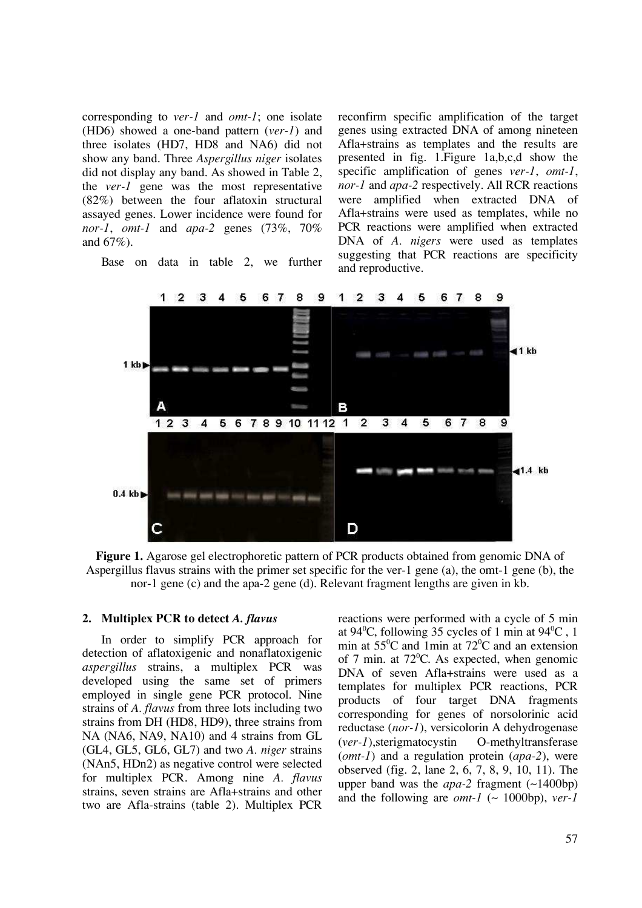corresponding to *ver-1* and *omt-1*; one isolate (HD6) showed a one-band pattern (*ver-1*) and three isolates (HD7, HD8 and NA6) did not show any band. Three *Aspergillus niger* isolates did not display any band. As showed in Table 2, the *ver-1* gene was the most representative (82%) between the four aflatoxin structural assayed genes. Lower incidence were found for *nor-1*, *omt-1* and *apa-2* genes (73%, 70% and 67%).

Base on data in table 2, we further reconfirm specific amplification of the target genes using extracted DNA of among nineteen Afla+strains as templates and the results are presented in fig. 1.Figure 1a,b,c,d show the specific amplification of genes *ver-1*, *omt-1*, *nor-1* and *apa-2* respectively. All RCR reactions were amplified when extracted DNA of Afla+strains were used as templates, while no PCR reactions were amplified when extracted DNA of *A. nigers* were used as templates suggesting that PCR reactions are specificity and reproductive.

**Figure 1.** Agarose gel electrophoretic pattern of PCR products obtained from genomic DNA of Aspergillus flavus strains with the primer set specific for the ver-1 gene (a), the omt-1 gene (b), the nor-1 gene (c) and the apa-2 gene (d). Relevant fragment lengths are given in kb.

## 2. Multiplex PCR to detect *A. flavus*

In order to simplify PCR approach for detection of aflatoxigenic and nonaflatoxigenic *aspergillus* strains, a multiplex PCR was developed using the same set of primers employed in single gene PCR protocol. Nine strains of *A. flavus* from three lots including two strains from DH (HD8, HD9), three strains from NA (NA6, NA9, NA10) and 4 strains from GL (GL4, GL5, GL6, GL7) and two *A. niger* strains (NAn5, HDn2) as negative control were selected for multiplex PCR. Among nine *A. flavus* strains, seven strains are Afla+strains and other two are Afla-strains (table 2). Multiplex PCR reactions were performed with a cycle of 5 min at 94$^0$C, following 35 cycles of 1 min at 94$^0$C , 1 min at 55$^0$C and 1min at 72$^0$C and an extension of 7 min. at 72$^0$C. As expected, when genomic DNA of seven Afla+strains were used as a templates for multiplex PCR reactions, PCR products of four target DNA fragments corresponding for genes of norsolorinic acid reductase (*nor-1*), versicolorin A dehydrogenase (*ver-1*),sterigmatocystin O-methyltransferase (*omt-1*) and a regulation protein (*apa-2*), were observed (fig. 2, lane 2, 6, 7, 8, 9, 10, 11). The upper band was the *apa-2* fragment (~1400bp) and the following are *omt-1* (~ 1000bp), *ver-1*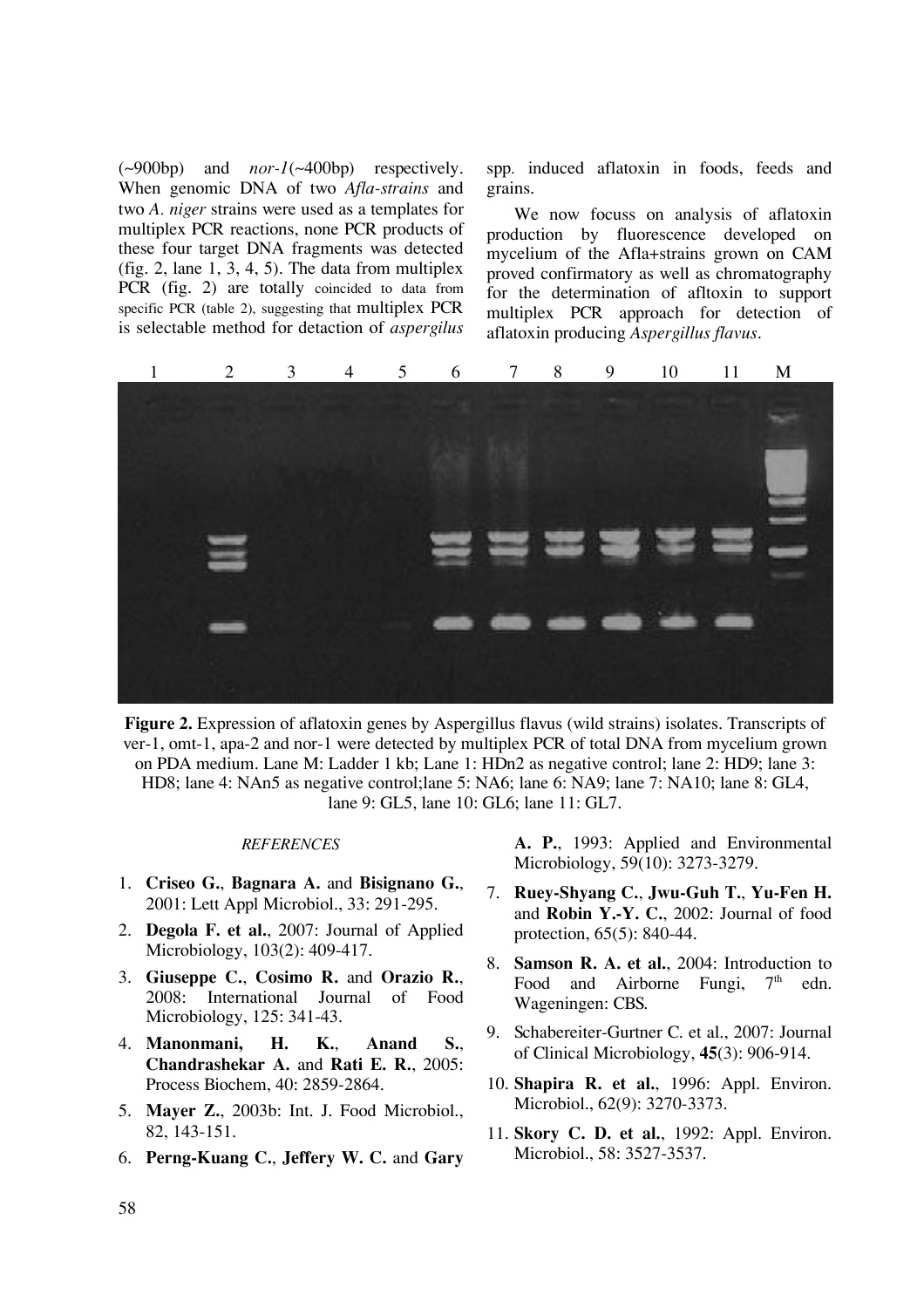(~900bp) and *nor-1*(~400bp) respectively. When genomic DNA of two *Afla-strains* and two *A. niger* strains were used as a templates for multiplex PCR reactions, none PCR products of these four target DNA fragments was detected (fig. 2, lane 1, 3, 4, 5). The data from multiplex PCR (fig. 2) are totally coincided to data from specific PCR (table 2), suggesting that multiplex PCR is selectable method for detaction of *aspergilus* spp. induced aflatoxin in foods, feeds and grains.

We now focuss on analysis of aflatoxin production by fluorescence developed on mycelium of the Afla+strains grown on CAM proved confirmatory as well as chromatography for the determination of afltoxin to support multiplex PCR approach for detection of aflatoxin producing *Aspergillus flavus*.

**Figure 2.** Expression of aflatoxin genes by Aspergillus flavus (wild strains) isolates. Transcripts of ver-1, omt-1, apa-2 and nor-1 were detected by multiplex PCR of total DNA from mycelium grown on PDA medium. Lane M: Ladder 1 kb; Lane 1: HDn2 as negative control; lane 2: HD9; lane 3: HD8; lane 4: NAn5 as negative control;lane 5: NA6; lane 6: NA9; lane 7: NA10; lane 8: GL4, lane 9: GL5, lane 10: GL6; lane 11: GL7.

*REFERENCES*

1. **Criseo G.**, **Bagnara A.** and **Bisignano G.**, 2001: Lett Appl Microbiol., 33: 291-295.
2. **Degola F. et al.**, 2007: Journal of Applied Microbiology, 103(2): 409-417.
3. **Giuseppe C.**, **Cosimo R.** and **Orazio R.**, 2008: International Journal of Food Microbiology, 125: 341-43.
4. **Manonmani, H. K.**, **Anand S.**, **Chandrashekar A.** and **Rati E. R.**, 2005: Process Biochem, 40: 2859-2864.
5. **Mayer Z.**, 2003b: Int. J. Food Microbiol., 82, 143-151.
6. **Perng-Kuang C.**, **Jeffery W. C.** and **Gary A. P.**, 1993: Applied and Environmental Microbiology, 59(10): 3273-3279.
7. **Ruey-Shyang C.**, **Jwu-Guh T.**, **Yu-Fen H.** and **Robin Y.-Y. C.**, 2002: Journal of food protection, 65(5): 840-44.
8. **Samson R. A. et al.**, 2004: Introduction to Food and Airborne Fungi, 7th edn. Wageningen: CBS.
9. Schabereiter-Gurtner C. et al., 2007: Journal of Clinical Microbiology, **45**(3): 906-914.
10. **Shapira R. et al.**, 1996: Appl. Environ. Microbiol., 62(9): 3270-3373.
11. **Skory C. D. et al.**, 1992: Appl. Environ. Microbiol., 58: 3527-3537.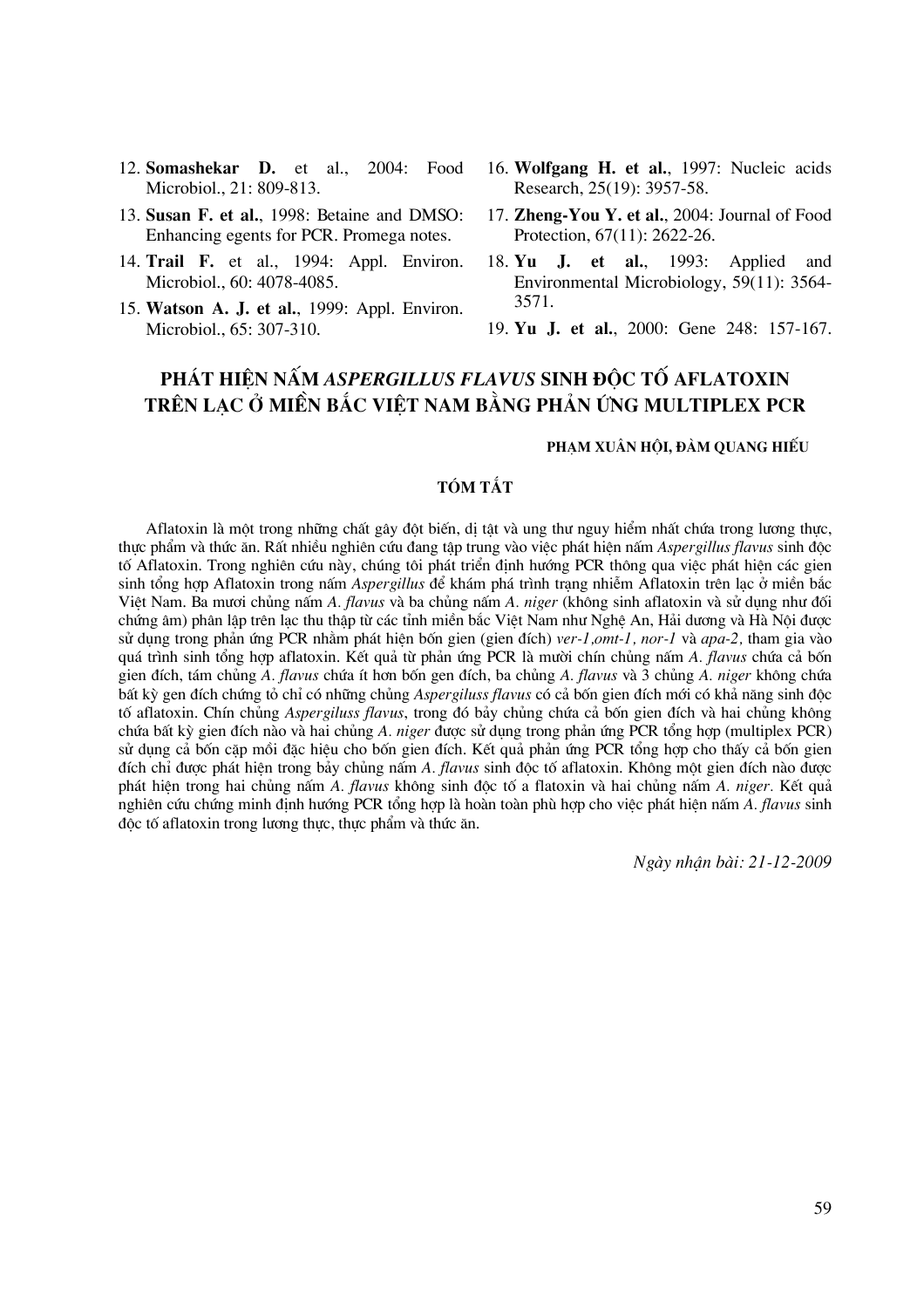12. **Somashekar D.** et al., 2004: Food Microbiol., 21: 809-813.
13. **Susan F. et al.**, 1998: Betaine and DMSO: Enhancing egents for PCR. Promega notes.
14. **Trail F.** et al., 1994: Appl. Environ. Microbiol., 60: 4078-4085.
15. **Watson A. J. et al.**, 1999: Appl. Environ. Microbiol., 65: 307-310.
16. **Wolfgang H. et al.**, 1997: Nucleic acids Research, 25(19): 3957-58.
17. **Zheng-You Y. et al.**, 2004: Journal of Food Protection, 67(11): 2622-26.
18. **Yu J. et al.**, 1993: Applied and Environmental Microbiology, 59(11): 3564-3571.
19. **Yu J. et al.**, 2000: Gene 248: 157-167.

## PHÁT HIỆN NẤM *ASPERGILLUS FLAVUS* SINH ĐỘC TỐ AFLATOXIN TRÊN LẠC Ở MIỀN BẮC VIỆT NAM BẰNG PHẢN ỨNG MULTIPLEX PCR

**PHẠM XUÂN HỘI, ĐÀM QUANG HIẾU**

### TÓM TẮT

Aflatoxin là một trong những chất gây đột biến, dị tật và ung thư nguy hiểm nhất chứa trong lương thực, thực phẩm và thức ăn. Rất nhiều nghiên cứu đang tập trung vào việc phát hiện nấm *Aspergillus flavus* sinh độc tố Aflatoxin. Trong nghiên cứu này, chúng tôi phát triển định hướng PCR thông qua việc phát hiện các gien sinh tổng hợp Aflatoxin trong nấm *Aspergillus* để khám phá trình trạng nhiễm Aflatoxin trên lạc ở miền bắc Việt Nam. Ba mươi chủng nấm *A. flavus* và ba chủng nấm *A. niger* (không sinh aflatoxin và sử dụng như đối chứng âm) phân lập trên lạc thu thập từ các tỉnh miền bắc Việt Nam như Nghệ An, Hải dương và Hà Nội được sử dụng trong phản ứng PCR nhằm phát hiện bốn gien (gien đích) *ver-1,omt-1, nor-1* và *apa-2,* tham gia vào quá trình sinh tổng hợp aflatoxin. Kết quả từ phản ứng PCR là mười chín chủng nấm *A. flavus* chứa cả bốn gien đích, tám chủng *A. flavus* chứa ít hơn bốn gen đích, ba chủng *A. flavus* và 3 chủng *A. niger* không chứa bất kỳ gen đích chứng tỏ chỉ có những chủng *Aspergiluss flavus* có cả bốn gien đích mới có khả năng sinh độc tố aflatoxin. Chín chủng *Aspergiluss flavus*, trong đó bảy chủng chứa cả bốn gien đích và hai chủng không chứa bất kỳ gien đích nào và hai chủng *A. niger* được sử dụng trong phản ứng PCR tổng hợp (multiplex PCR) sử dụng cả bốn cặp mồi đặc hiệu cho bốn gien đích. Kết quả phản ứng PCR tổng hợp cho thấy cả bốn gien đích chỉ được phát hiện trong bảy chủng nấm *A. flavus* sinh độc tố aflatoxin. Không một gien đích nào được phát hiện trong hai chủng nấm *A. flavus* không sinh độc tố a flatoxin và hai chủng nấm *A. niger*. Kết quả nghiên cứu chứng minh định hướng PCR tổng hợp là hoàn toàn phù hợp cho việc phát hiện nấm *A. flavus* sinh độc tố aflatoxin trong lương thực, thực phẩm và thức ăn.

*Ngày nhận bài: 21-12-2009*